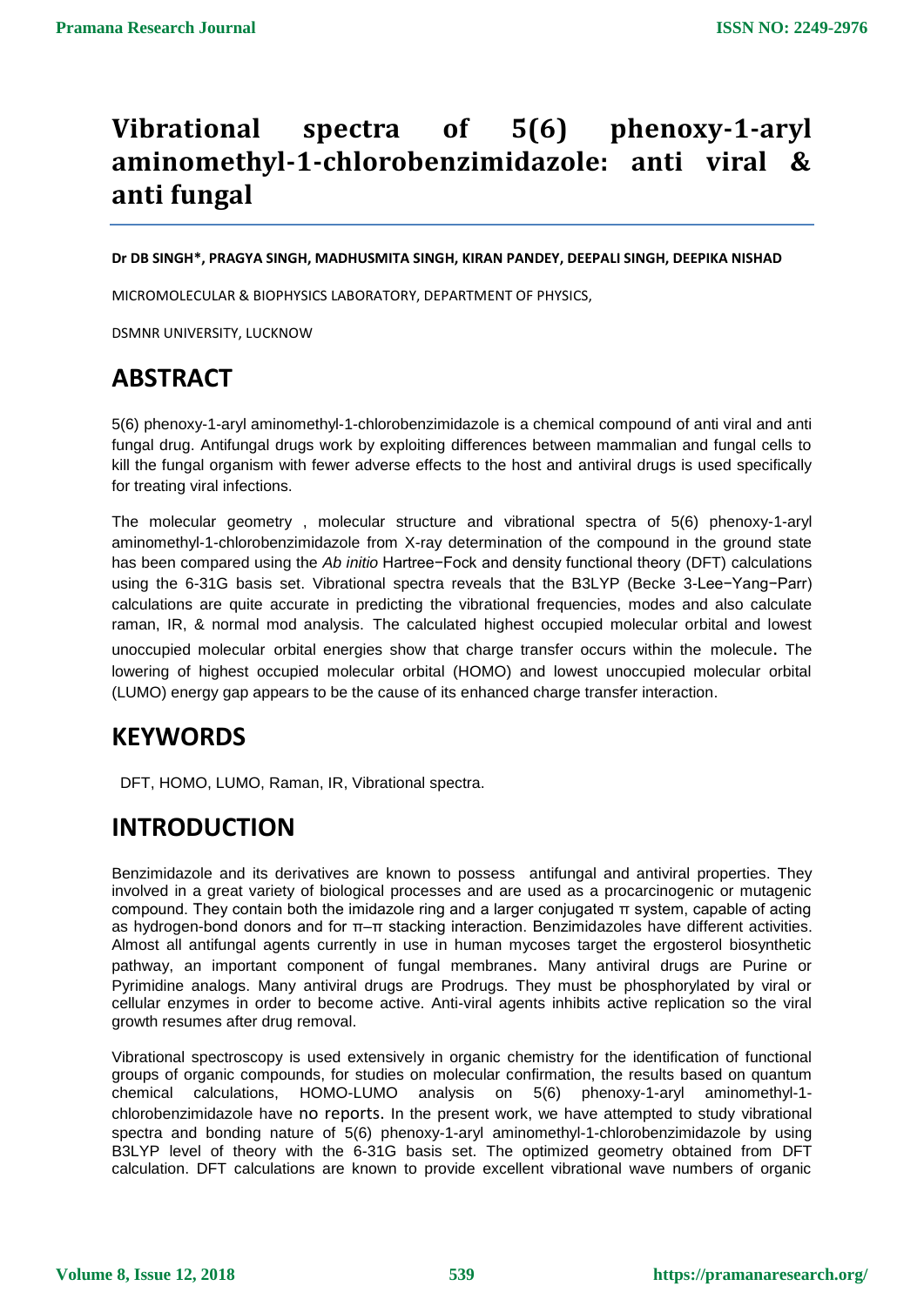# Vibrational spectra of 5(6) phenoxy-1-aryl aminomethyl-1-chlorobenzimidazole: anti viral & anti fungal

**Dr DB SINGH*, PRAGYA SINGH, MADHUSMITA SINGH, KIRAN PANDEY, DEEPALI SINGH, DEEPIKA NISHAD**

MICROMOLECULAR & BIOPHYSICS LABORATORY, DEPARTMENT OF PHYSICS,

DSMNR UNIVERSITY, LUCKNOW

## ABSTRACT

5(6) phenoxy-1-aryl aminomethyl-1-chlorobenzimidazole is a chemical compound of anti viral and anti fungal drug. Antifungal drugs work by exploiting differences between mammalian and fungal cells to kill the fungal organism with fewer adverse effects to the host and antiviral drugs is used specifically for treating viral infections.

The molecular geometry , molecular structure and vibrational spectra of 5(6) phenoxy-1-aryl aminomethyl-1-chlorobenzimidazole from X-ray determination of the compound in the ground state has been compared using the *Ab initio* Hartree−Fock and density functional theory (DFT) calculations using the 6-31G basis set. Vibrational spectra reveals that the B3LYP (Becke 3-Lee−Yang−Parr) calculations are quite accurate in predicting the vibrational frequencies, modes and also calculate raman, IR, & normal mod analysis. The calculated highest occupied molecular orbital and lowest unoccupied molecular orbital energies show that charge transfer occurs within the molecule. The lowering of highest occupied molecular orbital (HOMO) and lowest unoccupied molecular orbital (LUMO) energy gap appears to be the cause of its enhanced charge transfer interaction.

## KEYWORDS

DFT, HOMO, LUMO, Raman, IR, Vibrational spectra.

## INTRODUCTION

Benzimidazole and its derivatives are known to possess antifungal and antiviral properties. They involved in a great variety of biological processes and are used as a procarcinogenic or mutagenic compound. They contain both the imidazole ring and a larger conjugated π system, capable of acting as hydrogen-bond donors and for π–π stacking interaction. Benzimidazoles have different activities. Almost all antifungal agents currently in use in human mycoses target the ergosterol biosynthetic pathway, an important component of fungal membranes. Many antiviral drugs are Purine or Pyrimidine analogs. Many antiviral drugs are Prodrugs. They must be phosphorylated by viral or cellular enzymes in order to become active. Anti-viral agents inhibits active replication so the viral growth resumes after drug removal.

Vibrational spectroscopy is used extensively in organic chemistry for the identification of functional groups of organic compounds, for studies on molecular confirmation, the results based on quantum chemical calculations, HOMO-LUMO analysis on 5(6) phenoxy-1-aryl aminomethyl-1-chlorobenzimidazole have no reports. In the present work, we have attempted to study vibrational spectra and bonding nature of 5(6) phenoxy-1-aryl aminomethyl-1-chlorobenzimidazole by using B3LYP level of theory with the 6-31G basis set. The optimized geometry obtained from DFT calculation. DFT calculations are known to provide excellent vibrational wave numbers of organic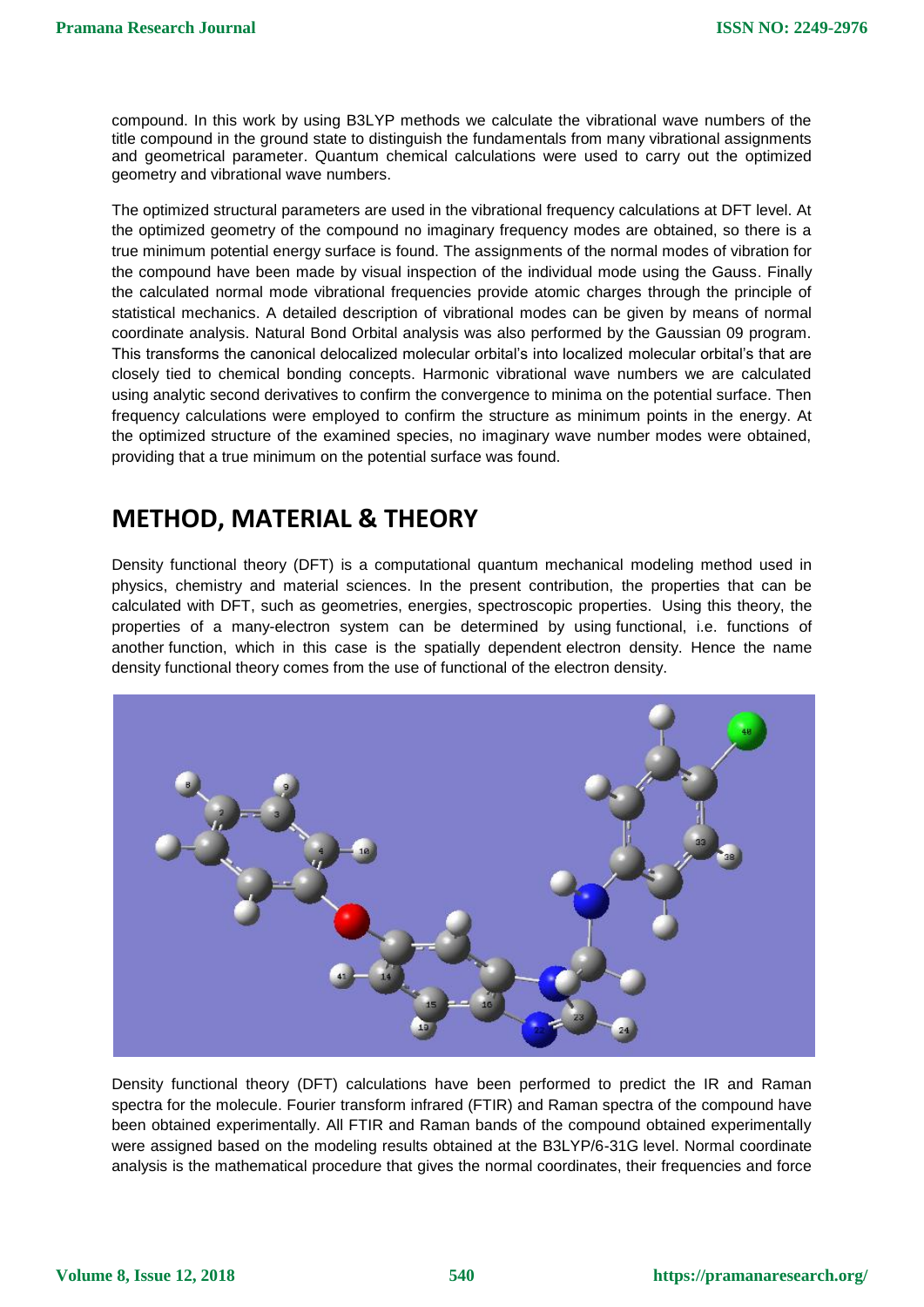compound. In this work by using B3LYP methods we calculate the vibrational wave numbers of the title compound in the ground state to distinguish the fundamentals from many vibrational assignments and geometrical parameter. Quantum chemical calculations were used to carry out the optimized geometry and vibrational wave numbers.

The optimized structural parameters are used in the vibrational frequency calculations at DFT level. At the optimized geometry of the compound no imaginary frequency modes are obtained, so there is a true minimum potential energy surface is found. The assignments of the normal modes of vibration for the compound have been made by visual inspection of the individual mode using the Gauss. Finally the calculated normal mode vibrational frequencies provide atomic charges through the principle of statistical mechanics. A detailed description of vibrational modes can be given by means of normal coordinate analysis. Natural Bond Orbital analysis was also performed by the Gaussian 09 program. This transforms the canonical delocalized molecular orbital's into localized molecular orbital's that are closely tied to chemical bonding concepts. Harmonic vibrational wave numbers we are calculated using analytic second derivatives to confirm the convergence to minima on the potential surface. Then frequency calculations were employed to confirm the structure as minimum points in the energy. At the optimized structure of the examined species, no imaginary wave number modes were obtained, providing that a true minimum on the potential surface was found.

## METHOD, MATERIAL & THEORY

Density functional theory (DFT) is a computational quantum mechanical modeling method used in physics, chemistry and material sciences. In the present contribution, the properties that can be calculated with DFT, such as geometries, energies, spectroscopic properties. Using this theory, the properties of a many-electron system can be determined by using functional, i.e. functions of another function, which in this case is the spatially dependent electron density. Hence the name density functional theory comes from the use of functional of the electron density.

Density functional theory (DFT) calculations have been performed to predict the IR and Raman spectra for the molecule. Fourier transform infrared (FTIR) and Raman spectra of the compound have been obtained experimentally. All FTIR and Raman bands of the compound obtained experimentally were assigned based on the modeling results obtained at the B3LYP/6-31G level. Normal coordinate analysis is the mathematical procedure that gives the normal coordinates, their frequencies and force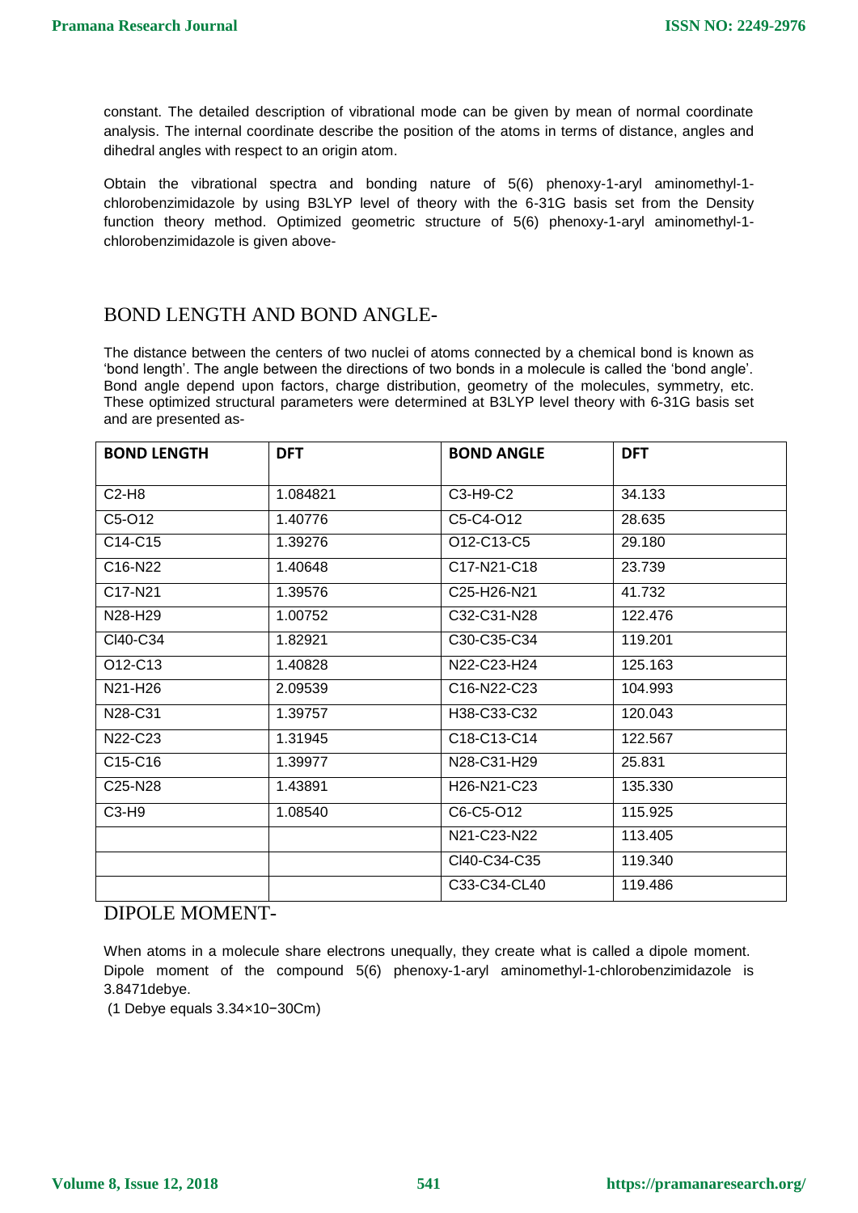constant. The detailed description of vibrational mode can be given by mean of normal coordinate analysis. The internal coordinate describe the position of the atoms in terms of distance, angles and dihedral angles with respect to an origin atom.

Obtain the vibrational spectra and bonding nature of 5(6) phenoxy-1-aryl aminomethyl-1-chlorobenzimidazole by using B3LYP level of theory with the 6-31G basis set from the Density function theory method. Optimized geometric structure of 5(6) phenoxy-1-aryl aminomethyl-1-chlorobenzimidazole is given above-

## BOND LENGTH AND BOND ANGLE-

The distance between the centers of two nuclei of atoms connected by a chemical bond is known as 'bond length'. The angle between the directions of two bonds in a molecule is called the 'bond angle'. Bond angle depend upon factors, charge distribution, geometry of the molecules, symmetry, etc. These optimized structural parameters were determined at B3LYP level theory with 6-31G basis set and are presented as-

| BOND LENGTH | DFT | BOND ANGLE | DFT |
|---|---|---|---|
| C2-H8 | 1.084821 | C3-H9-C2 | 34.133 |
| C5-O12 | 1.40776 | C5-C4-O12 | 28.635 |
| C14-C15 | 1.39276 | O12-C13-C5 | 29.180 |
| C16-N22 | 1.40648 | C17-N21-C18 | 23.739 |
| C17-N21 | 1.39576 | C25-H26-N21 | 41.732 |
| N28-H29 | 1.00752 | C32-C31-N28 | 122.476 |
| Cl40-C34 | 1.82921 | C30-C35-C34 | 119.201 |
| O12-C13 | 1.40828 | N22-C23-H24 | 125.163 |
| N21-H26 | 2.09539 | C16-N22-C23 | 104.993 |
| N28-C31 | 1.39757 | H38-C33-C32 | 120.043 |
| N22-C23 | 1.31945 | C18-C13-C14 | 122.567 |
| C15-C16 | 1.39977 | N28-C31-H29 | 25.831 |
| C25-N28 | 1.43891 | H26-N21-C23 | 135.330 |
| C3-H9 | 1.08540 | C6-C5-O12 | 115.925 |
| | | N21-C23-N22 | 113.405 |
| | | Cl40-C34-C35 | 119.340 |
| | | C33-C34-CL40 | 119.486 |

## DIPOLE MOMENT-

When atoms in a molecule share electrons unequally, they create what is called a dipole moment. Dipole moment of the compound 5(6) phenoxy-1-aryl aminomethyl-1-chlorobenzimidazole is 3.8471debye.

(1 Debye equals $3.34\times10^{-30}$Cm)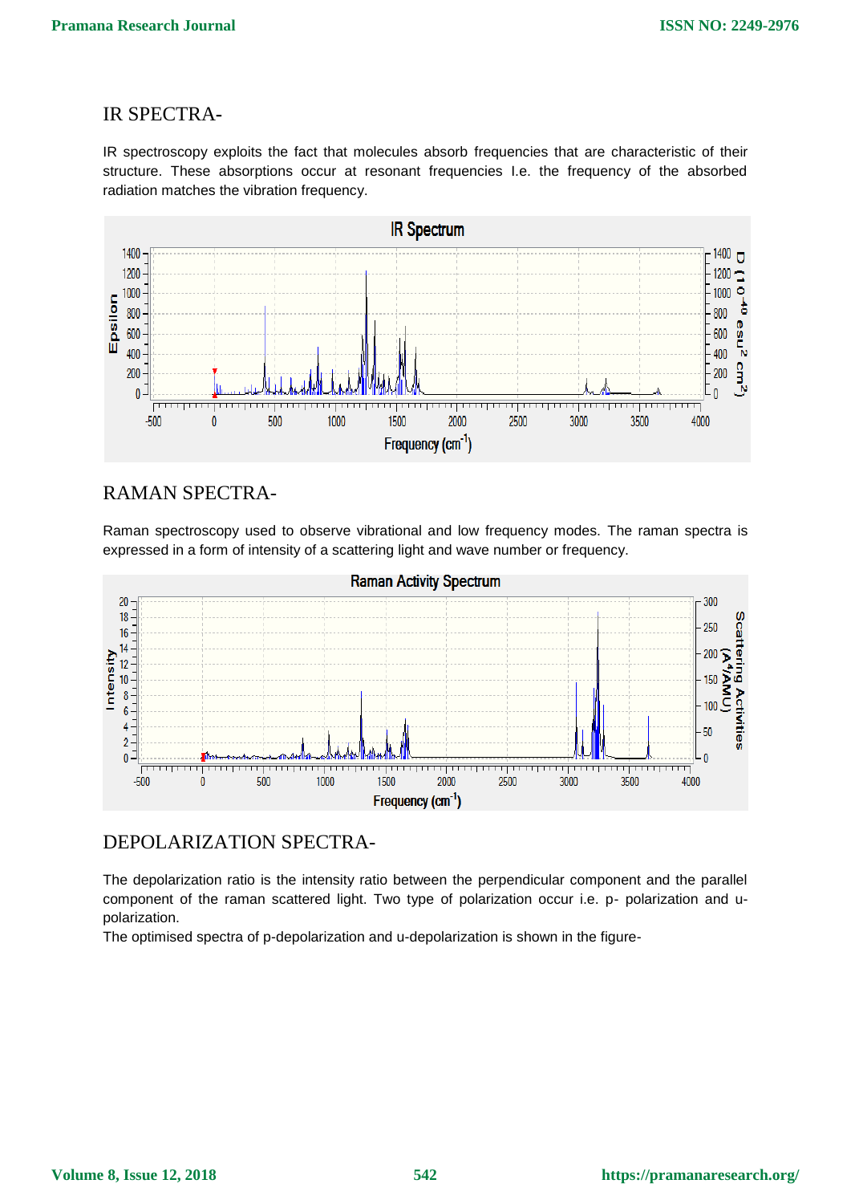## IR SPECTRA-

IR spectroscopy exploits the fact that molecules absorb frequencies that are characteristic of their structure. These absorptions occur at resonant frequencies I.e. the frequency of the absorbed radiation matches the vibration frequency.

## RAMAN SPECTRA-

Raman spectroscopy used to observe vibrational and low frequency modes. The raman spectra is expressed in a form of intensity of a scattering light and wave number or frequency.

## DEPOLARIZATION SPECTRA-

The depolarization ratio is the intensity ratio between the perpendicular component and the parallel component of the raman scattered light. Two type of polarization occur i.e. p- polarization and u-polarization.

The optimised spectra of p-depolarization and u-depolarization is shown in the figure-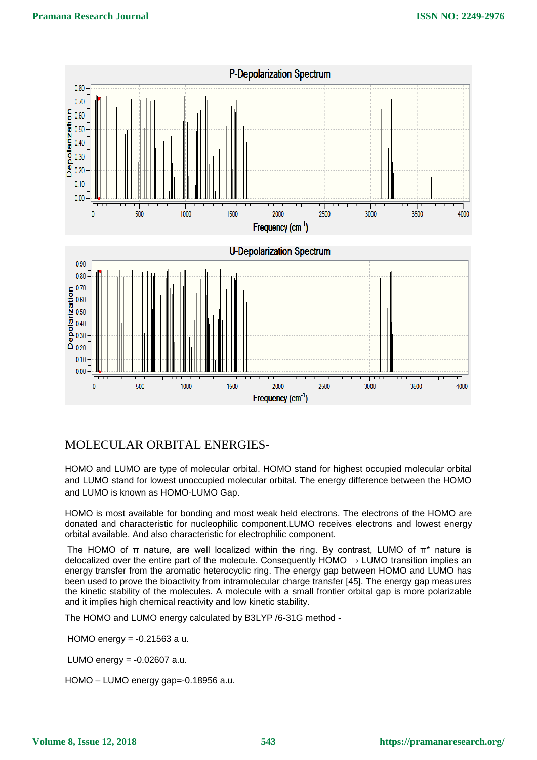## MOLECULAR ORBITAL ENERGIES-

HOMO and LUMO are type of molecular orbital. HOMO stand for highest occupied molecular orbital and LUMO stand for lowest unoccupied molecular orbital. The energy difference between the HOMO and LUMO is known as HOMO-LUMO Gap.

HOMO is most available for bonding and most weak held electrons. The electrons of the HOMO are donated and characteristic for nucleophilic component.LUMO receives electrons and lowest energy orbital available. And also characteristic for electrophilic component.

The HOMO of π nature, are well localized within the ring. By contrast, LUMO of π* nature is delocalized over the entire part of the molecule. Consequently HOMO → LUMO transition implies an energy transfer from the aromatic heterocyclic ring. The energy gap between HOMO and LUMO has been used to prove the bioactivity from intramolecular charge transfer [45]. The energy gap measures the kinetic stability of the molecules. A molecule with a small frontier orbital gap is more polarizable and it implies high chemical reactivity and low kinetic stability.

The HOMO and LUMO energy calculated by B3LYP /6-31G method -

HOMO energy = -0.21563 a u.

LUMO energy = -0.02607 a.u.

HOMO – LUMO energy gap=-0.18956 a.u.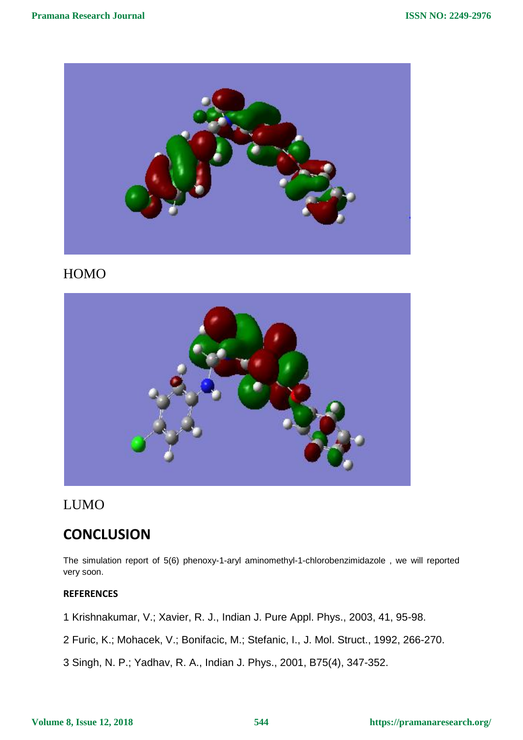HOMO

LUMO

## CONCLUSION

The simulation report of 5(6) phenoxy-1-aryl aminomethyl-1-chlorobenzimidazole , we will reported very soon.

**REFERENCES**

1 Krishnakumar, V.; Xavier, R. J., Indian J. Pure Appl. Phys., 2003, 41, 95-98.

2 Furic, K.; Mohacek, V.; Bonifacic, M.; Stefanic, I., J. Mol. Struct., 1992, 266-270.

3 Singh, N. P.; Yadhav, R. A., Indian J. Phys., 2001, B75(4), 347-352.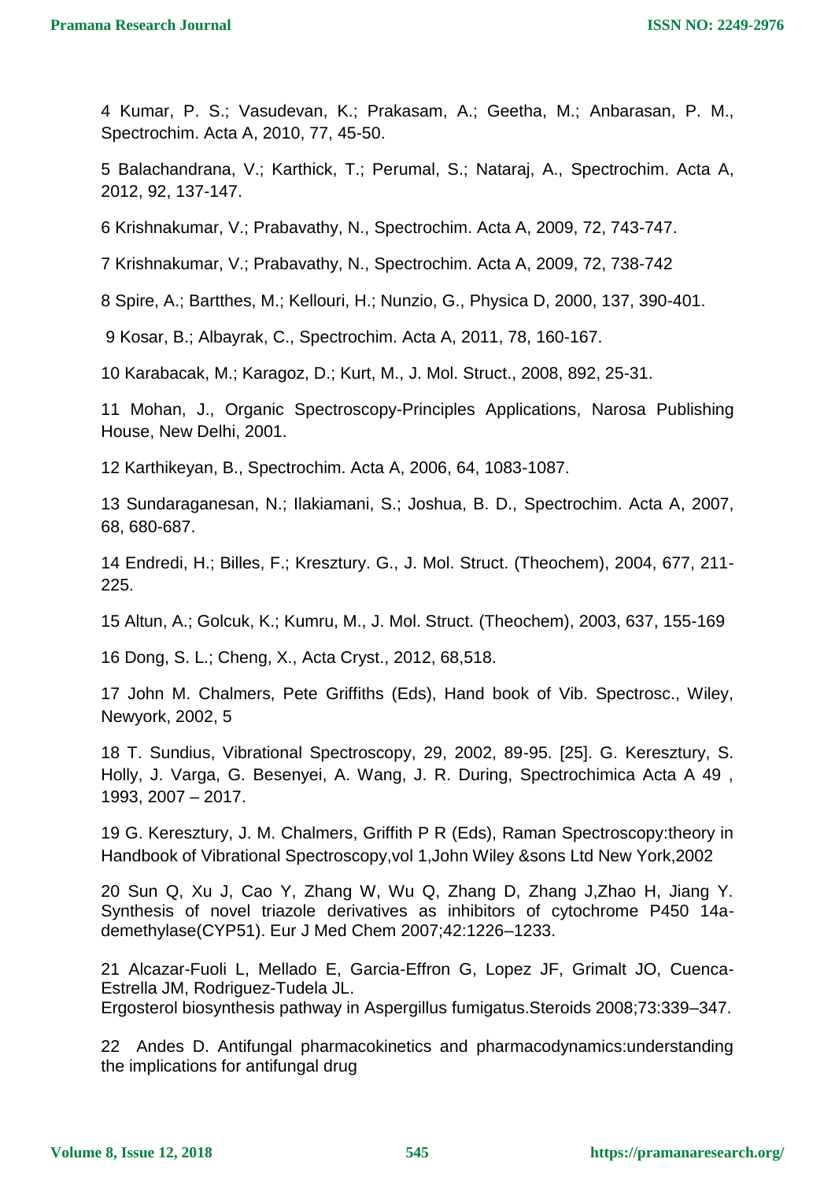4 Kumar, P. S.; Vasudevan, K.; Prakasam, A.; Geetha, M.; Anbarasan, P. M., Spectrochim. Acta A, 2010, 77, 45-50.

5 Balachandrana, V.; Karthick, T.; Perumal, S.; Nataraj, A., Spectrochim. Acta A, 2012, 92, 137-147.

6 Krishnakumar, V.; Prabavathy, N., Spectrochim. Acta A, 2009, 72, 743-747.

7 Krishnakumar, V.; Prabavathy, N., Spectrochim. Acta A, 2009, 72, 738-742

8 Spire, A.; Bartthes, M.; Kellouri, H.; Nunzio, G., Physica D, 2000, 137, 390-401.

9 Kosar, B.; Albayrak, C., Spectrochim. Acta A, 2011, 78, 160-167.

10 Karabacak, M.; Karagoz, D.; Kurt, M., J. Mol. Struct., 2008, 892, 25-31.

11 Mohan, J., Organic Spectroscopy-Principles Applications, Narosa Publishing House, New Delhi, 2001.

12 Karthikeyan, B., Spectrochim. Acta A, 2006, 64, 1083-1087.

13 Sundaraganesan, N.; Ilakiamani, S.; Joshua, B. D., Spectrochim. Acta A, 2007, 68, 680-687.

14 Endredi, H.; Billes, F.; Kresztury. G., J. Mol. Struct. (Theochem), 2004, 677, 211-225.

15 Altun, A.; Golcuk, K.; Kumru, M., J. Mol. Struct. (Theochem), 2003, 637, 155-169

16 Dong, S. L.; Cheng, X., Acta Cryst., 2012, 68,518.

17 John M. Chalmers, Pete Griffiths (Eds), Hand book of Vib. Spectrosc., Wiley, Newyork, 2002, 5

18 T. Sundius, Vibrational Spectroscopy, 29, 2002, 89-95. [25]. G. Keresztury, S. Holly, J. Varga, G. Besenyei, A. Wang, J. R. During, Spectrochimica Acta A 49 , 1993, 2007 – 2017.

19 G. Keresztury, J. M. Chalmers, Griffith P R (Eds), Raman Spectroscopy:theory in Handbook of Vibrational Spectroscopy,vol 1,John Wiley &sons Ltd New York,2002

20 Sun Q, Xu J, Cao Y, Zhang W, Wu Q, Zhang D, Zhang J,Zhao H, Jiang Y. Synthesis of novel triazole derivatives as inhibitors of cytochrome P450 14a-demethylase(CYP51). Eur J Med Chem 2007;42:1226–1233.

21 Alcazar-Fuoli L, Mellado E, Garcia-Effron G, Lopez JF, Grimalt JO, Cuenca-Estrella JM, Rodriguez-Tudela JL.
Ergosterol biosynthesis pathway in Aspergillus fumigatus.Steroids 2008;73:339–347.

22 Andes D. Antifungal pharmacokinetics and pharmacodynamics:understanding the implications for antifungal drug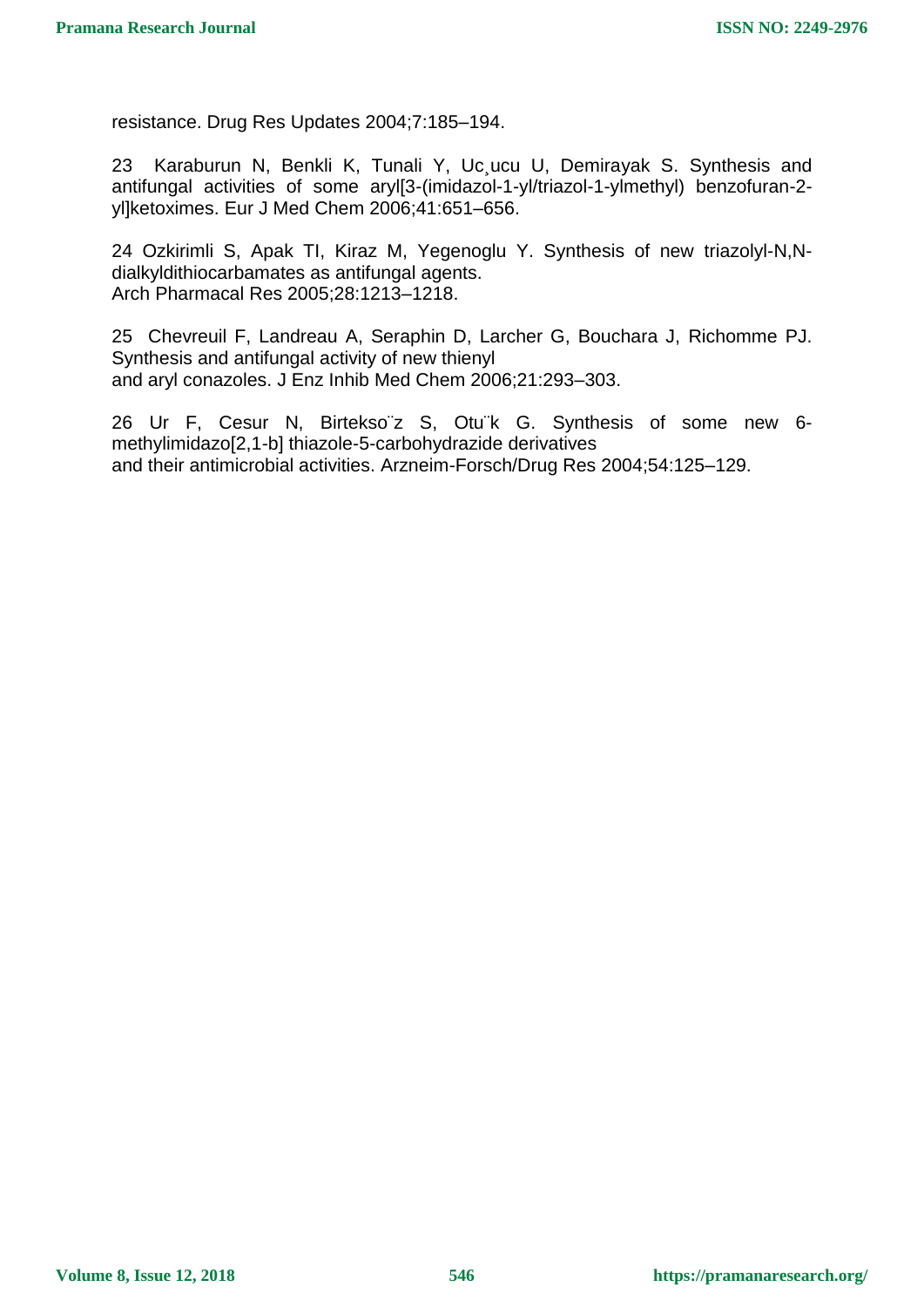resistance. Drug Res Updates 2004;7:185–194.

23 Karaburun N, Benkli K, Tunali Y, Uc¸ucu U, Demirayak S. Synthesis and antifungal activities of some aryl[3-(imidazol-1-yl/triazol-1-ylmethyl) benzofuran-2-yl]ketoximes. Eur J Med Chem 2006;41:651–656.

24 Ozkirimli S, Apak TI, Kiraz M, Yegenoglu Y. Synthesis of new triazolyl-N,N-dialkyldithiocarbamates as antifungal agents.
Arch Pharmacal Res 2005;28:1213–1218.

25 Chevreuil F, Landreau A, Seraphin D, Larcher G, Bouchara J, Richomme PJ. Synthesis and antifungal activity of new thienyl
and aryl conazoles. J Enz Inhib Med Chem 2006;21:293–303.

26 Ur F, Cesur N, Birtekso¨z S, Otu¨k G. Synthesis of some new 6-methylimidazo[2,1-b] thiazole-5-carbohydrazide derivatives
and their antimicrobial activities. Arzneim-Forsch/Drug Res 2004;54:125–129.